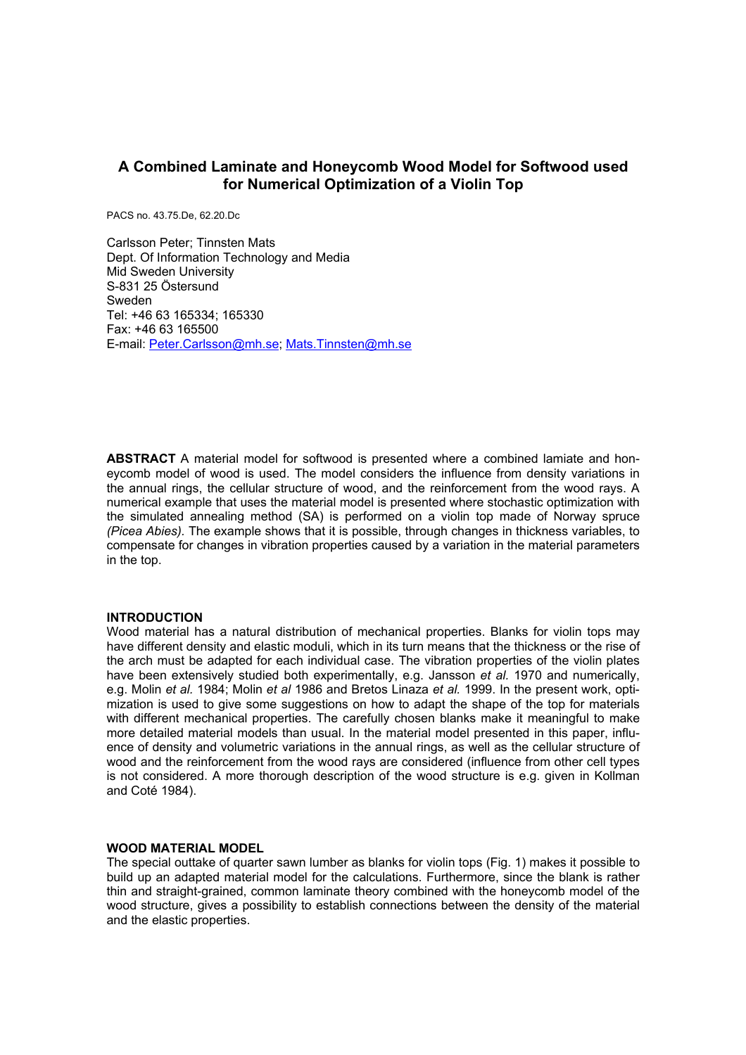# A Combined Laminate and Honeycomb Wood Model for Softwood used for Numerical Optimization of a Violin Top

PACS no. 43.75.De, 62.20.Dc

Carlsson Peter; Tinnsten Mats
Dept. Of Information Technology and Media
Mid Sweden University
S-831 25 Östersund
Sweden
Tel: +46 63 165334; 165330
Fax: +46 63 165500
E-mail: Peter.Carlsson@mh.se; Mats.Tinnsten@mh.se

**ABSTRACT** A material model for softwood is presented where a combined lamiate and honeycomb model of wood is used. The model considers the influence from density variations in the annual rings, the cellular structure of wood, and the reinforcement from the wood rays. A numerical example that uses the material model is presented where stochastic optimization with the simulated annealing method (SA) is performed on a violin top made of Norway spruce *(Picea Abies).* The example shows that it is possible, through changes in thickness variables, to compensate for changes in vibration properties caused by a variation in the material parameters in the top.

## INTRODUCTION

Wood material has a natural distribution of mechanical properties. Blanks for violin tops may have different density and elastic moduli, which in its turn means that the thickness or the rise of the arch must be adapted for each individual case. The vibration properties of the violin plates have been extensively studied both experimentally, e.g. Jansson *et al.* 1970 and numerically, e.g. Molin *et al.* 1984; Molin *et al* 1986 and Bretos Linaza *et al.* 1999. In the present work, optimization is used to give some suggestions on how to adapt the shape of the top for materials with different mechanical properties. The carefully chosen blanks make it meaningful to make more detailed material models than usual. In the material model presented in this paper, influence of density and volumetric variations in the annual rings, as well as the cellular structure of wood and the reinforcement from the wood rays are considered (influence from other cell types is not considered. A more thorough description of the wood structure is e.g. given in Kollman and Coté 1984).

## WOOD MATERIAL MODEL

The special outtake of quarter sawn lumber as blanks for violin tops (Fig. 1) makes it possible to build up an adapted material model for the calculations. Furthermore, since the blank is rather thin and straight-grained, common laminate theory combined with the honeycomb model of the wood structure, gives a possibility to establish connections between the density of the material and the elastic properties.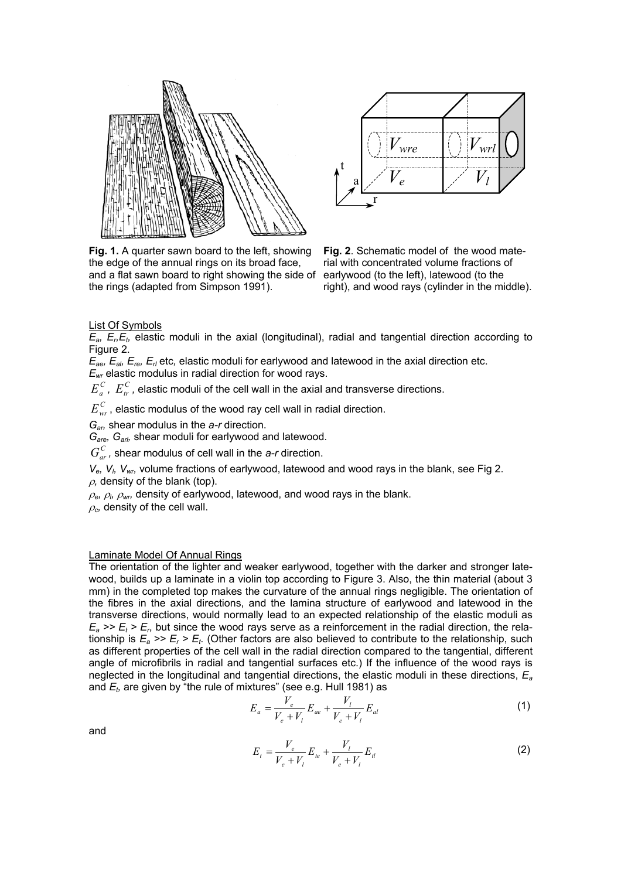**Fig. 1.** A quarter sawn board to the left, showing the edge of the annual rings on its broad face, and a flat sawn board to right showing the side of the rings (adapted from Simpson 1991).

**Fig. 2**. Schematic model of the wood material with concentrated volume fractions of earlywood (to the left), latewood (to the right), and wood rays (cylinder in the middle).

## List Of Symbols

$E_a$, $E_r$, $E_t$, elastic moduli in the axial (longitudinal), radial and tangential direction according to Figure 2.

$E_{ae}$, $E_{al}$, $E_{re}$, $E_{rl}$ etc, elastic moduli for earlywood and latewood in the axial direction etc.

$E_{wr}$ elastic modulus in radial direction for wood rays.

$E_a^C$, $E_{tr}^C$, elastic moduli of the cell wall in the axial and transverse directions.

$E_{wr}^C$, elastic modulus of the wood ray cell wall in radial direction.

$G_{ar}$, shear modulus in the *a-r* direction.

$G_{are}$, $G_{arl}$, shear moduli for earlywood and latewood.

$G_{ar}^C$, shear modulus of cell wall in the *a-r* direction.

$V_e$, $V_l$, $V_{wr}$, volume fractions of earlywood, latewood and wood rays in the blank, see Fig 2.

$\rho$, density of the blank (top).

$\rho_e$, $\rho_l$, $\rho_{wr}$, density of earlywood, latewood, and wood rays in the blank.

$\rho_c$, density of the cell wall.

## Laminate Model Of Annual Rings

The orientation of the lighter and weaker earlywood, together with the darker and stronger latewood, builds up a laminate in a violin top according to Figure 3. Also, the thin material (about 3 mm) in the completed top makes the curvature of the annual rings negligible. The orientation of the fibres in the axial directions, and the lamina structure of earlywood and latewood in the transverse directions, would normally lead to an expected relationship of the elastic moduli as $E_a >> E_t > E_r$, but since the wood rays serve as a reinforcement in the radial direction, the relationship is $E_a >> E_r > E_t$. (Other factors are also believed to contribute to the relationship, such as different properties of the cell wall in the radial direction compared to the tangential, different angle of microfibrils in radial and tangential surfaces etc.) If the influence of the wood rays is neglected in the longitudinal and tangential directions, the elastic moduli in these directions, $E_a$ and $E_t$, are given by "the rule of mixtures" (see e.g. Hull 1981) as

$$E_a = \frac{V_e}{V_e + V_l} E_{ae} + \frac{V_l}{V_e + V_l} E_{al} \tag{1}$$

and

$$E_t = \frac{V_e}{V_e + V_l} E_{te} + \frac{V_l}{V_e + V_l} E_{tl} \tag{2}$$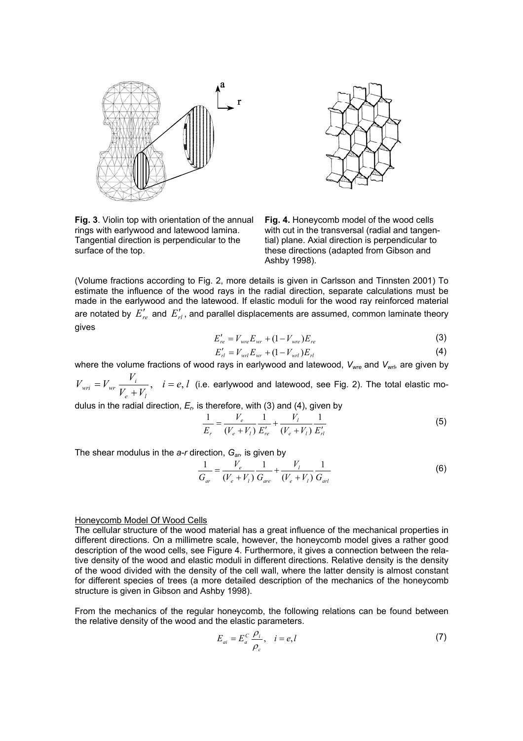**Fig. 3**. Violin top with orientation of the annual rings with earlywood and latewood lamina. Tangential direction is perpendicular to the surface of the top.

**Fig. 4.** Honeycomb model of the wood cells with cut in the transversal (radial and tangential) plane. Axial direction is perpendicular to these directions (adapted from Gibson and Ashby 1998).

(Volume fractions according to Fig. 2, more details is given in Carlsson and Tinnsten 2001) To estimate the influence of the wood rays in the radial direction, separate calculations must be made in the earlywood and the latewood. If elastic moduli for the wood ray reinforced material are notated by $E'_{re}$ and $E'_{rl}$, and parallel displacements are assumed, common laminate theory gives

$$E'_{re} = V_{wre} E_{wr} + (1 - V_{wre}) E_{re} \tag{3}$$

$$E'_{rl} = V_{wrl} E_{wr} + (1 - V_{wrl}) E_{rl} \tag{4}$$

where the volume fractions of wood rays in earlywood and latewood, $V_{wre}$ and $V_{wrl}$, are given by $V_{wri} = V_{wr} \dfrac{V_i}{V_e + V_l}, \quad i = e, l$ (i.e. earlywood and latewood, see Fig. 2). The total elastic modulus in the radial direction, $E_r$, is therefore, with (3) and (4), given by

$$\frac{1}{E_r} = \frac{V_e}{(V_e + V_l)} \frac{1}{E'_{re}} + \frac{V_l}{(V_e + V_l)} \frac{1}{E'_{rl}} \tag{5}$$

The shear modulus in the *a-r* direction, $G_{ar}$, is given by

$$\frac{1}{G_{ar}} = \frac{V_e}{(V_e + V_l)} \frac{1}{G_{are}} + \frac{V_l}{(V_e + V_l)} \frac{1}{G_{arl}} \tag{6}$$

## Honeycomb Model Of Wood Cells

The cellular structure of the wood material has a great influence of the mechanical properties in different directions. On a millimetre scale, however, the honeycomb model gives a rather good description of the wood cells, see Figure 4. Furthermore, it gives a connection between the relative density of the wood and elastic moduli in different directions. Relative density is the density of the wood divided with the density of the cell wall, where the latter density is almost constant for different species of trees (a more detailed description of the mechanics of the honeycomb structure is given in Gibson and Ashby 1998).

From the mechanics of the regular honeycomb, the following relations can be found between the relative density of the wood and the elastic parameters.

$$E_{ai} = E_a^C \frac{\rho_i}{\rho_c}, \quad i = e, l \tag{7}$$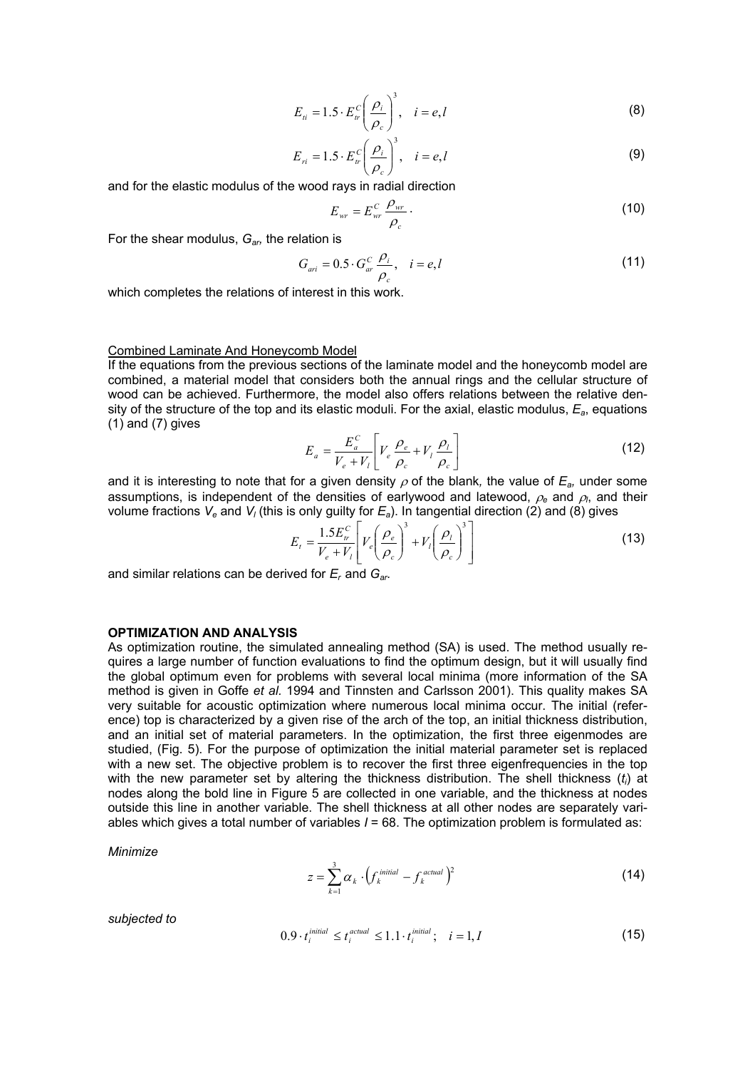$$E_{ti} = 1.5 \cdot E_{tr}^{C} \left( \frac{\rho_i}{\rho_c} \right)^3, \quad i = e, l \tag{8}$$

$$E_{ri} = 1.5 \cdot E_{tr}^{C} \left( \frac{\rho_i}{\rho_c} \right)^3, \quad i = e, l \tag{9}$$

and for the elastic modulus of the wood rays in radial direction

$$E_{wr} = E_{wr}^{C} \frac{\rho_{wr}}{\rho_c}. \tag{10}$$

For the shear modulus, $G_{ar}$, the relation is

$$G_{ari} = 0.5 \cdot G_{ar}^{C} \frac{\rho_i}{\rho_c}, \quad i = e, l \tag{11}$$

which completes the relations of interest in this work.

Combined Laminate And Honeycomb Model

If the equations from the previous sections of the laminate model and the honeycomb model are combined, a material model that considers both the annual rings and the cellular structure of wood can be achieved. Furthermore, the model also offers relations between the relative density of the structure of the top and its elastic moduli. For the axial, elastic modulus, $E_a$, equations (1) and (7) gives

$$E_a = \frac{E_a^C}{V_e + V_l} \left[ V_e \frac{\rho_e}{\rho_c} + V_l \frac{\rho_l}{\rho_c} \right] \tag{12}$$

and it is interesting to note that for a given density $\rho$ of the blank, the value of $E_a$, under some assumptions, is independent of the densities of earlywood and latewood, $\rho_e$ and $\rho_l$, and their volume fractions $V_e$ and $V_l$ (this is only guilty for $E_a$). In tangential direction (2) and (8) gives

$$E_t = \frac{1.5 E_{tr}^C}{V_e + V_l} \left[ V_e \left( \frac{\rho_e}{\rho_c} \right)^3 + V_l \left( \frac{\rho_l}{\rho_c} \right)^3 \right] \tag{13}$$

and similar relations can be derived for $E_r$ and $G_{ar}$.

## OPTIMIZATION AND ANALYSIS

As optimization routine, the simulated annealing method (SA) is used. The method usually requires a large number of function evaluations to find the optimum design, but it will usually find the global optimum even for problems with several local minima (more information of the SA method is given in Goffe *et al.* 1994 and Tinnsten and Carlsson 2001). This quality makes SA very suitable for acoustic optimization where numerous local minima occur. The initial (reference) top is characterized by a given rise of the arch of the top, an initial thickness distribution, and an initial set of material parameters. In the optimization, the first three eigenmodes are studied, (Fig. 5). For the purpose of optimization the initial material parameter set is replaced with a new set. The objective problem is to recover the first three eigenfrequencies in the top with the new parameter set by altering the thickness distribution. The shell thickness ($t_i$) at nodes along the bold line in Figure 5 are collected in one variable, and the thickness at nodes outside this line in another variable. The shell thickness at all other nodes are separately variables which gives a total number of variables $I$ = 68. The optimization problem is formulated as:

*Minimize*

$$z = \sum_{k=1}^{3} \alpha_k \cdot \left( f_k^{initial} - f_k^{actual} \right)^2 \tag{14}$$

*subjected to*

$$0.9 \cdot t_i^{initial} \le t_i^{actual} \le 1.1 \cdot t_i^{initial}; \quad i = 1, I \tag{15}$$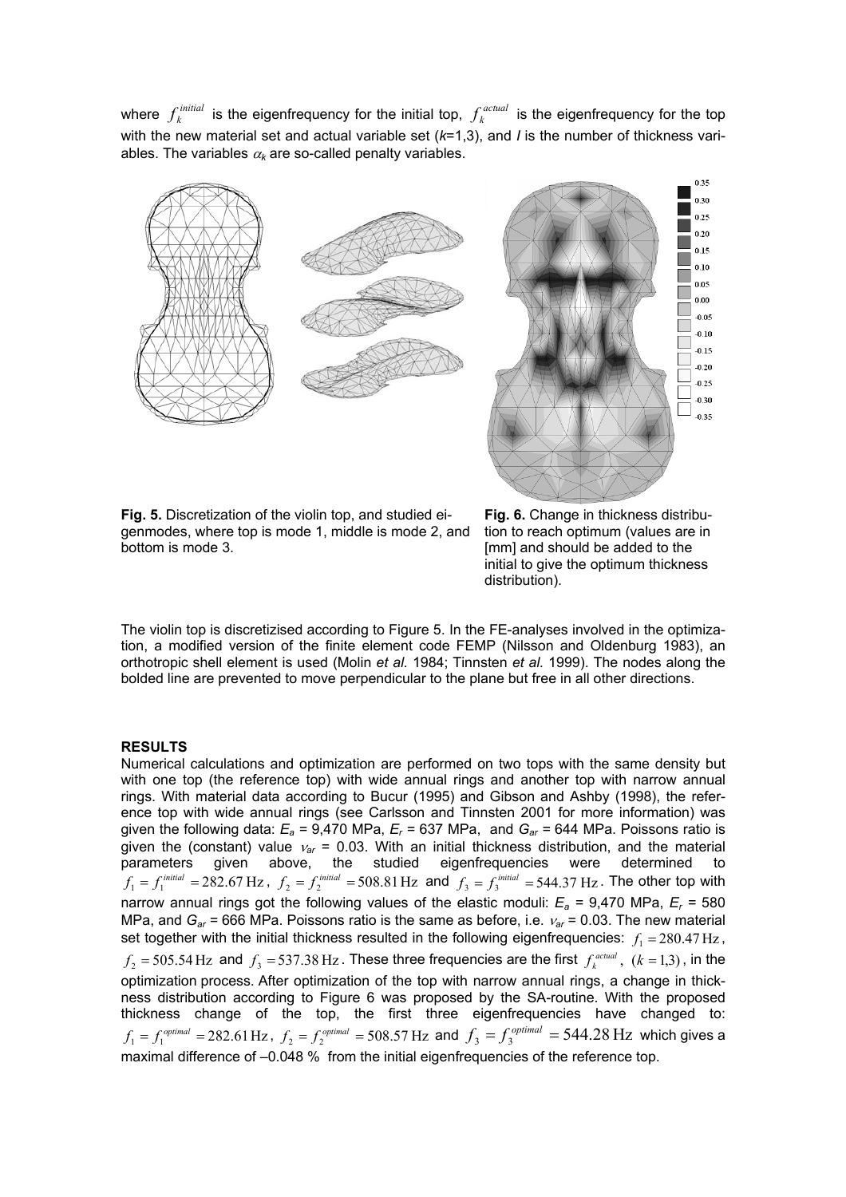where $f_k^{initial}$ is the eigenfrequency for the initial top, $f_k^{actual}$ is the eigenfrequency for the top with the new material set and actual variable set ($k$=1,3), and $I$ is the number of thickness variables. The variables $\alpha_k$ are so-called penalty variables.

**Fig. 5.** Discretization of the violin top, and studied eigenmodes, where top is mode 1, middle is mode 2, and bottom is mode 3.

**Fig. 6.** Change in thickness distribution to reach optimum (values are in [mm] and should be added to the initial to give the optimum thickness distribution).

The violin top is discretizised according to Figure 5. In the FE-analyses involved in the optimization, a modified version of the finite element code FEMP (Nilsson and Oldenburg 1983), an orthotropic shell element is used (Molin *et al.* 1984; Tinnsten *et al.* 1999). The nodes along the bolded line are prevented to move perpendicular to the plane but free in all other directions.

**RESULTS**

Numerical calculations and optimization are performed on two tops with the same density but with one top (the reference top) with wide annual rings and another top with narrow annual rings. With material data according to Bucur (1995) and Gibson and Ashby (1998), the reference top with wide annual rings (see Carlsson and Tinnsten 2001 for more information) was given the following data: $E_a$ = 9,470 MPa, $E_r$ = 637 MPa, and $G_{ar}$ = 644 MPa. Poissons ratio is given the (constant) value $\nu_{ar}$ = 0.03. With an initial thickness distribution, and the material parameters given above, the studied eigenfrequencies were determined to $f_1 = f_1^{initial} = 282.67\,\text{Hz}$, $f_2 = f_2^{initial} = 508.81\,\text{Hz}$ and $f_3 = f_3^{initial} = 544.37\,\text{Hz}$. The other top with narrow annual rings got the following values of the elastic moduli: $E_a$ = 9,470 MPa, $E_r$ = 580 MPa, and $G_{ar}$ = 666 MPa. Poissons ratio is the same as before, i.e. $\nu_{ar}$ = 0.03. The new material set together with the initial thickness resulted in the following eigenfrequencies: $f_1 = 280.47\,\text{Hz}$, $f_2 = 505.54\,\text{Hz}$ and $f_3 = 537.38\,\text{Hz}$. These three frequencies are the first $f_k^{actual}$, $(k = 1,3)$, in the optimization process. After optimization of the top with narrow annual rings, a change in thickness distribution according to Figure 6 was proposed by the SA-routine. With the proposed thickness change of the top, the first three eigenfrequencies have changed to: $f_1 = f_1^{optimal} = 282.61\,\text{Hz}$, $f_2 = f_2^{optimal} = 508.57\,\text{Hz}$ and $f_3 = f_3^{optimal} = 544.28\,\text{Hz}$ which gives a maximal difference of –0.048 % from the initial eigenfrequencies of the reference top.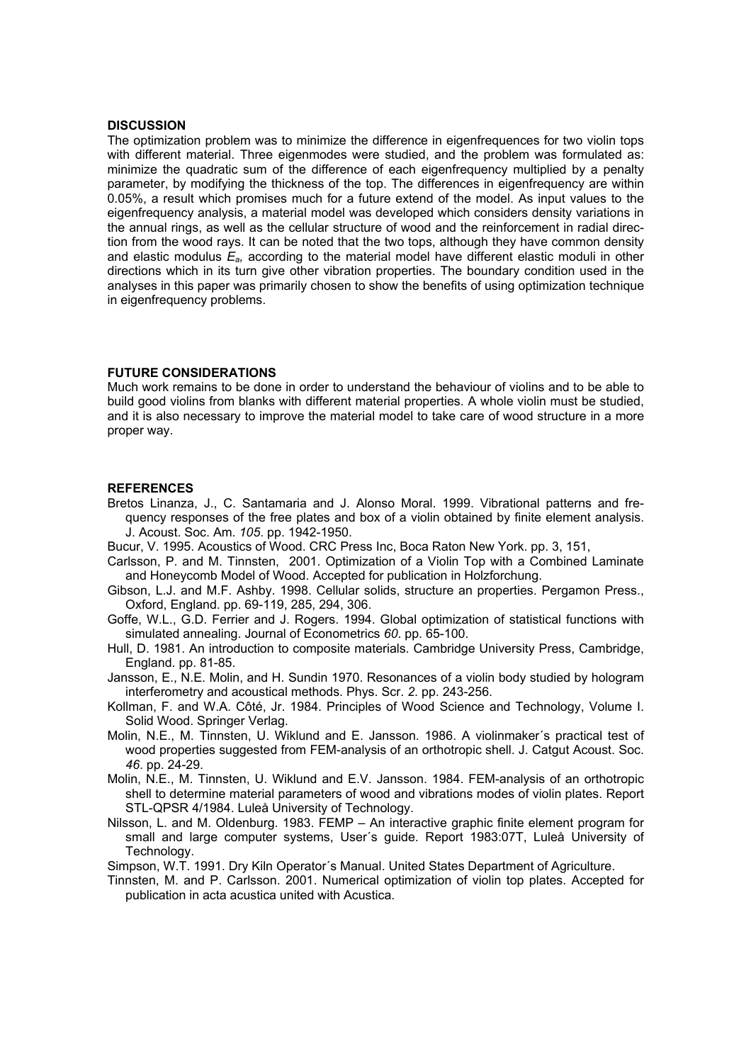## DISCUSSION

The optimization problem was to minimize the difference in eigenfrequences for two violin tops with different material. Three eigenmodes were studied, and the problem was formulated as: minimize the quadratic sum of the difference of each eigenfrequency multiplied by a penalty parameter, by modifying the thickness of the top. The differences in eigenfrequency are within 0.05%, a result which promises much for a future extend of the model. As input values to the eigenfrequency analysis, a material model was developed which considers density variations in the annual rings, as well as the cellular structure of wood and the reinforcement in radial direction from the wood rays. It can be noted that the two tops, although they have common density and elastic modulus $E_a$, according to the material model have different elastic moduli in other directions which in its turn give other vibration properties. The boundary condition used in the analyses in this paper was primarily chosen to show the benefits of using optimization technique in eigenfrequency problems.

## FUTURE CONSIDERATIONS

Much work remains to be done in order to understand the behaviour of violins and to be able to build good violins from blanks with different material properties. A whole violin must be studied, and it is also necessary to improve the material model to take care of wood structure in a more proper way.

## REFERENCES

Bretos Linanza, J., C. Santamaria and J. Alonso Moral. 1999. Vibrational patterns and frequency responses of the free plates and box of a violin obtained by finite element analysis. J. Acoust. Soc. Am. *105*. pp. 1942-1950.

Bucur, V. 1995. Acoustics of Wood. CRC Press Inc, Boca Raton New York. pp. 3, 151,

Carlsson, P. and M. Tinnsten, 2001. Optimization of a Violin Top with a Combined Laminate and Honeycomb Model of Wood. Accepted for publication in Holzforchung.

Gibson, L.J. and M.F. Ashby. 1998. Cellular solids, structure an properties. Pergamon Press., Oxford, England. pp. 69-119, 285, 294, 306.

Goffe, W.L., G.D. Ferrier and J. Rogers. 1994. Global optimization of statistical functions with simulated annealing. Journal of Econometrics *60*. pp. 65-100.

Hull, D. 1981. An introduction to composite materials. Cambridge University Press, Cambridge, England. pp. 81-85.

Jansson, E., N.E. Molin, and H. Sundin 1970. Resonances of a violin body studied by hologram interferometry and acoustical methods. Phys. Scr. *2*. pp. 243-256.

Kollman, F. and W.A. Côté, Jr. 1984. Principles of Wood Science and Technology, Volume I. Solid Wood. Springer Verlag.

Molin, N.E., M. Tinnsten, U. Wiklund and E. Jansson. 1986. A violinmaker´s practical test of wood properties suggested from FEM-analysis of an orthotropic shell. J. Catgut Acoust. Soc. *46*. pp. 24-29.

Molin, N.E., M. Tinnsten, U. Wiklund and E.V. Jansson. 1984. FEM-analysis of an orthotropic shell to determine material parameters of wood and vibrations modes of violin plates. Report STL-QPSR 4/1984. Luleå University of Technology.

Nilsson, L. and M. Oldenburg. 1983. FEMP – An interactive graphic finite element program for small and large computer systems, User´s guide. Report 1983:07T, Luleå University of Technology.

Simpson, W.T. 1991. Dry Kiln Operator´s Manual. United States Department of Agriculture.

Tinnsten, M. and P. Carlsson. 2001. Numerical optimization of violin top plates. Accepted for publication in acta acustica united with Acustica.